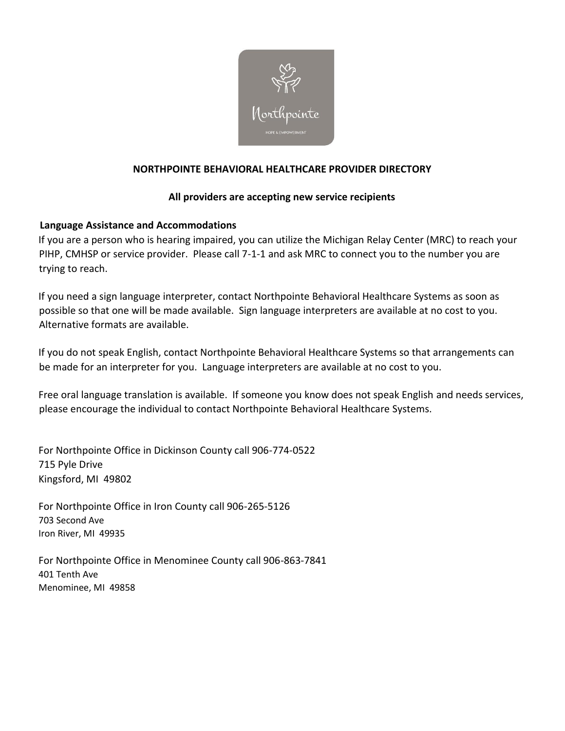# NORTHPOINTE BEHAVIORAL HEALTHCARE PROVIDER DIRECTORY

**All providers are accepting new service recipients**

**Language Assistance and Accommodations**

If you are a person who is hearing impaired, you can utilize the Michigan Relay Center (MRC) to reach your PIHP, CMHSP or service provider. Please call 7-1-1 and ask MRC to connect you to the number you are trying to reach.

If you need a sign language interpreter, contact Northpointe Behavioral Healthcare Systems as soon as possible so that one will be made available. Sign language interpreters are available at no cost to you. Alternative formats are available.

If you do not speak English, contact Northpointe Behavioral Healthcare Systems so that arrangements can be made for an interpreter for you. Language interpreters are available at no cost to you.

Free oral language translation is available. If someone you know does not speak English and needs services, please encourage the individual to contact Northpointe Behavioral Healthcare Systems.

For Northpointe Office in Dickinson County call 906-774-0522
715 Pyle Drive
Kingsford, MI 49802

For Northpointe Office in Iron County call 906-265-5126
703 Second Ave
Iron River, MI 49935

For Northpointe Office in Menominee County call 906-863-7841
401 Tenth Ave
Menominee, MI 49858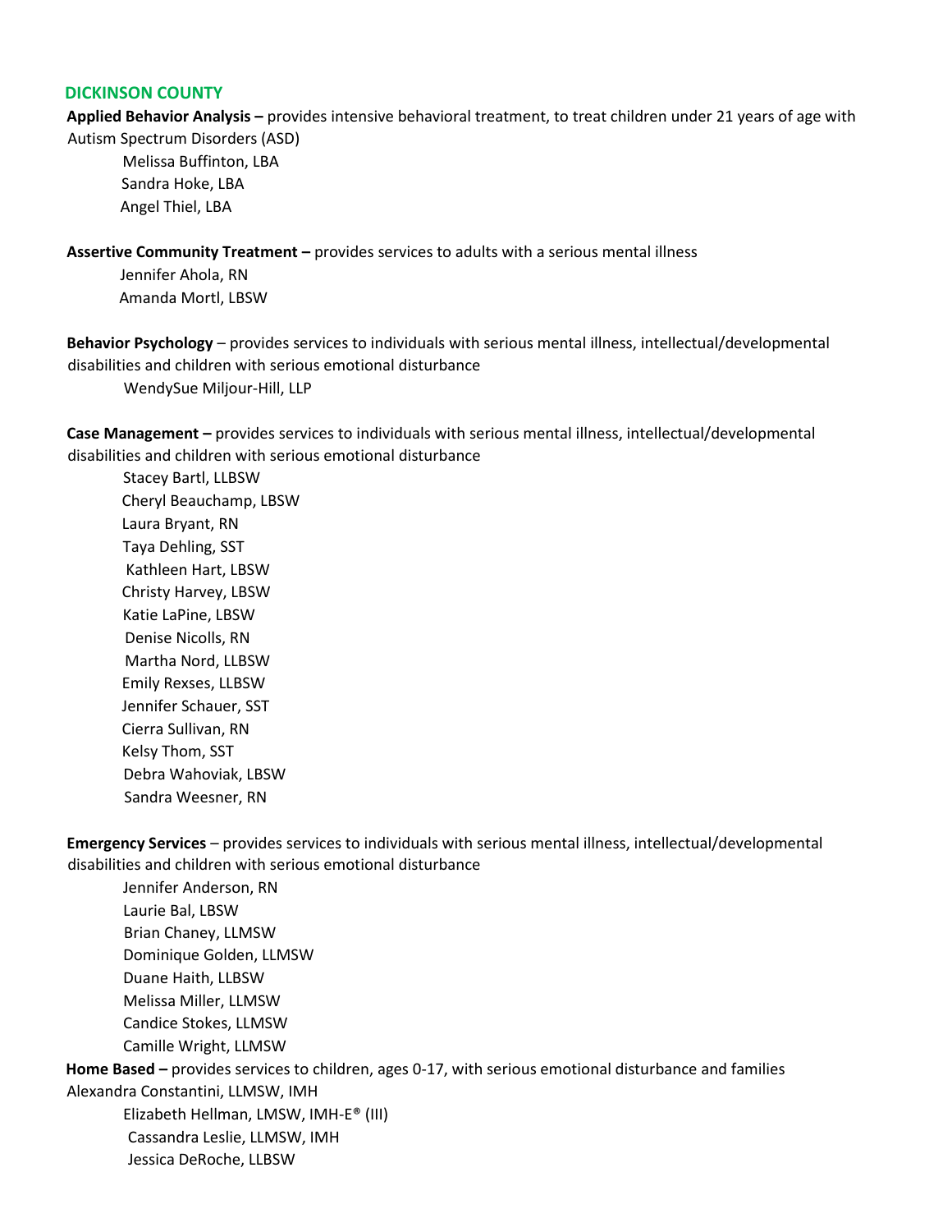## DICKINSON COUNTY

**Applied Behavior Analysis –** provides intensive behavioral treatment, to treat children under 21 years of age with Autism Spectrum Disorders (ASD)

- Melissa Buffinton, LBA
- Sandra Hoke, LBA
- Angel Thiel, LBA

**Assertive Community Treatment –** provides services to adults with a serious mental illness

- Jennifer Ahola, RN
- Amanda Mortl, LBSW

**Behavior Psychology** – provides services to individuals with serious mental illness, intellectual/developmental disabilities and children with serious emotional disturbance

- WendySue Miljour-Hill, LLP

**Case Management –** provides services to individuals with serious mental illness, intellectual/developmental disabilities and children with serious emotional disturbance

- Stacey Bartl, LLBSW
- Cheryl Beauchamp, LBSW
- Laura Bryant, RN
- Taya Dehling, SST
- Kathleen Hart, LBSW
- Christy Harvey, LBSW
- Katie LaPine, LBSW
- Denise Nicolls, RN
- Martha Nord, LLBSW
- Emily Rexses, LLBSW
- Jennifer Schauer, SST
- Cierra Sullivan, RN
- Kelsy Thom, SST
- Debra Wahoviak, LBSW
- Sandra Weesner, RN

**Emergency Services** – provides services to individuals with serious mental illness, intellectual/developmental disabilities and children with serious emotional disturbance

- Jennifer Anderson, RN
- Laurie Bal, LBSW
- Brian Chaney, LLMSW
- Dominique Golden, LLMSW
- Duane Haith, LLBSW
- Melissa Miller, LLMSW
- Candice Stokes, LLMSW
- Camille Wright, LLMSW

**Home Based –** provides services to children, ages 0-17, with serious emotional disturbance and families

- Alexandra Constantini, LLMSW, IMH
- Elizabeth Hellman, LMSW, IMH-E® (III)
- Cassandra Leslie, LLMSW, IMH
- Jessica DeRoche, LLBSW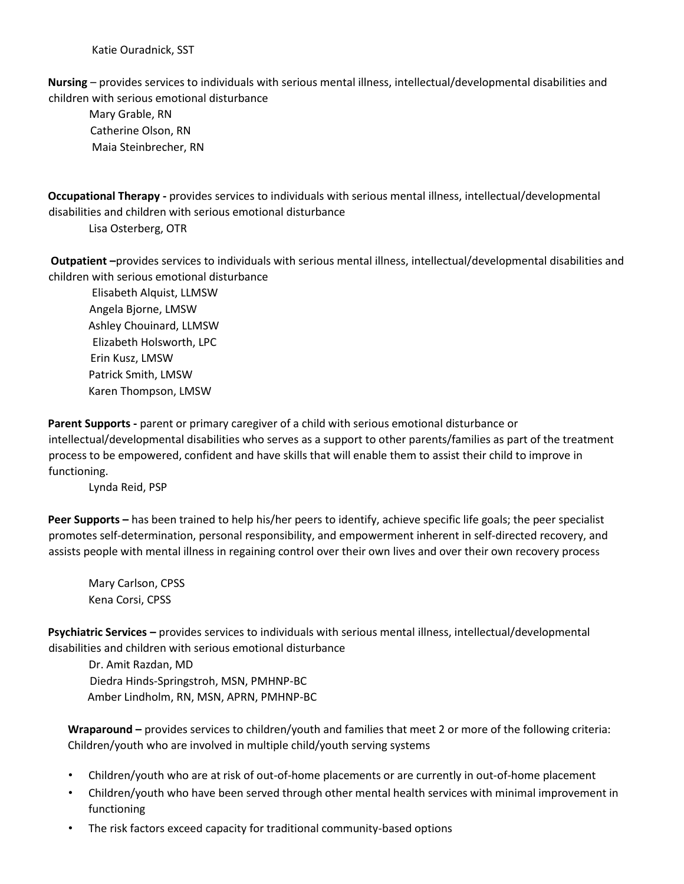Katie Ouradnick, SST

**Nursing** – provides services to individuals with serious mental illness, intellectual/developmental disabilities and children with serious emotional disturbance

Mary Grable, RN
Catherine Olson, RN
Maia Steinbrecher, RN

**Occupational Therapy -** provides services to individuals with serious mental illness, intellectual/developmental disabilities and children with serious emotional disturbance

Lisa Osterberg, OTR

**Outpatient –**provides services to individuals with serious mental illness, intellectual/developmental disabilities and children with serious emotional disturbance

Elisabeth Alquist, LLMSW
Angela Bjorne, LMSW
Ashley Chouinard, LLMSW
Elizabeth Holsworth, LPC
Erin Kusz, LMSW
Patrick Smith, LMSW
Karen Thompson, LMSW

**Parent Supports -** parent or primary caregiver of a child with serious emotional disturbance or intellectual/developmental disabilities who serves as a support to other parents/families as part of the treatment process to be empowered, confident and have skills that will enable them to assist their child to improve in functioning.

Lynda Reid, PSP

**Peer Supports –** has been trained to help his/her peers to identify, achieve specific life goals; the peer specialist promotes self-determination, personal responsibility, and empowerment inherent in self-directed recovery, and assists people with mental illness in regaining control over their own lives and over their own recovery process

Mary Carlson, CPSS
Kena Corsi, CPSS

**Psychiatric Services –** provides services to individuals with serious mental illness, intellectual/developmental disabilities and children with serious emotional disturbance

Dr. Amit Razdan, MD
Diedra Hinds-Springstroh, MSN, PMHNP-BC
Amber Lindholm, RN, MSN, APRN, PMHNP-BC

**Wraparound –** provides services to children/youth and families that meet 2 or more of the following criteria: Children/youth who are involved in multiple child/youth serving systems

- Children/youth who are at risk of out-of-home placements or are currently in out-of-home placement
- Children/youth who have been served through other mental health services with minimal improvement in functioning
- The risk factors exceed capacity for traditional community-based options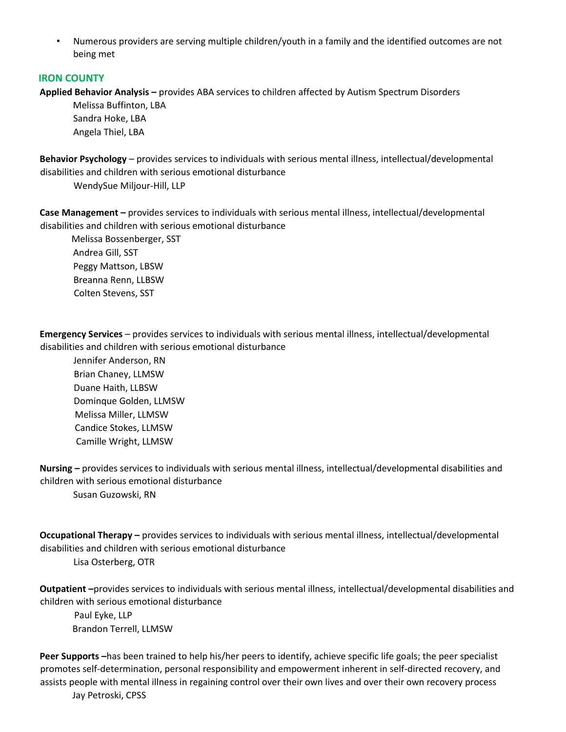- Numerous providers are serving multiple children/youth in a family and the identified outcomes are not being met

## IRON COUNTY

**Applied Behavior Analysis –** provides ABA services to children affected by Autism Spectrum Disorders

Melissa Buffinton, LBA
Sandra Hoke, LBA
Angela Thiel, LBA

**Behavior Psychology** – provides services to individuals with serious mental illness, intellectual/developmental disabilities and children with serious emotional disturbance

WendySue Miljour-Hill, LLP

**Case Management –** provides services to individuals with serious mental illness, intellectual/developmental disabilities and children with serious emotional disturbance

Melissa Bossenberger, SST
Andrea Gill, SST
Peggy Mattson, LBSW
Breanna Renn, LLBSW
Colten Stevens, SST

**Emergency Services** – provides services to individuals with serious mental illness, intellectual/developmental disabilities and children with serious emotional disturbance

Jennifer Anderson, RN
Brian Chaney, LLMSW
Duane Haith, LLBSW
Dominque Golden, LLMSW
Melissa Miller, LLMSW
Candice Stokes, LLMSW
Camille Wright, LLMSW

**Nursing –** provides services to individuals with serious mental illness, intellectual/developmental disabilities and children with serious emotional disturbance

Susan Guzowski, RN

**Occupational Therapy –** provides services to individuals with serious mental illness, intellectual/developmental disabilities and children with serious emotional disturbance

Lisa Osterberg, OTR

**Outpatient –**provides services to individuals with serious mental illness, intellectual/developmental disabilities and children with serious emotional disturbance

Paul Eyke, LLP
Brandon Terrell, LLMSW

**Peer Supports –**has been trained to help his/her peers to identify, achieve specific life goals; the peer specialist promotes self-determination, personal responsibility and empowerment inherent in self-directed recovery, and assists people with mental illness in regaining control over their own lives and over their own recovery process

Jay Petroski, CPSS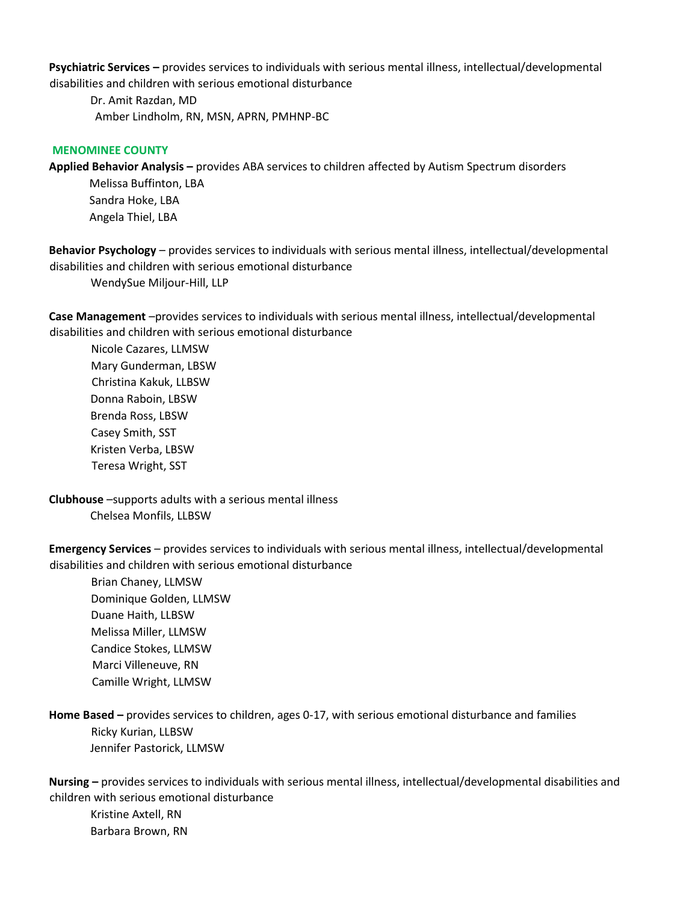**Psychiatric Services –** provides services to individuals with serious mental illness, intellectual/developmental disabilities and children with serious emotional disturbance

Dr. Amit Razdan, MD
Amber Lindholm, RN, MSN, APRN, PMHNP-BC

## MENOMINEE COUNTY

**Applied Behavior Analysis –** provides ABA services to children affected by Autism Spectrum disorders

Melissa Buffinton, LBA
Sandra Hoke, LBA
Angela Thiel, LBA

**Behavior Psychology** – provides services to individuals with serious mental illness, intellectual/developmental disabilities and children with serious emotional disturbance

WendySue Miljour-Hill, LLP

**Case Management** –provides services to individuals with serious mental illness, intellectual/developmental disabilities and children with serious emotional disturbance

Nicole Cazares, LLMSW
Mary Gunderman, LBSW
Christina Kakuk, LLBSW
Donna Raboin, LBSW
Brenda Ross, LBSW
Casey Smith, SST
Kristen Verba, LBSW
Teresa Wright, SST

**Clubhouse** –supports adults with a serious mental illness

Chelsea Monfils, LLBSW

**Emergency Services** – provides services to individuals with serious mental illness, intellectual/developmental disabilities and children with serious emotional disturbance

Brian Chaney, LLMSW
Dominique Golden, LLMSW
Duane Haith, LLBSW
Melissa Miller, LLMSW
Candice Stokes, LLMSW
Marci Villeneuve, RN
Camille Wright, LLMSW

**Home Based –** provides services to children, ages 0-17, with serious emotional disturbance and families

Ricky Kurian, LLBSW
Jennifer Pastorick, LLMSW

**Nursing –** provides services to individuals with serious mental illness, intellectual/developmental disabilities and children with serious emotional disturbance

Kristine Axtell, RN
Barbara Brown, RN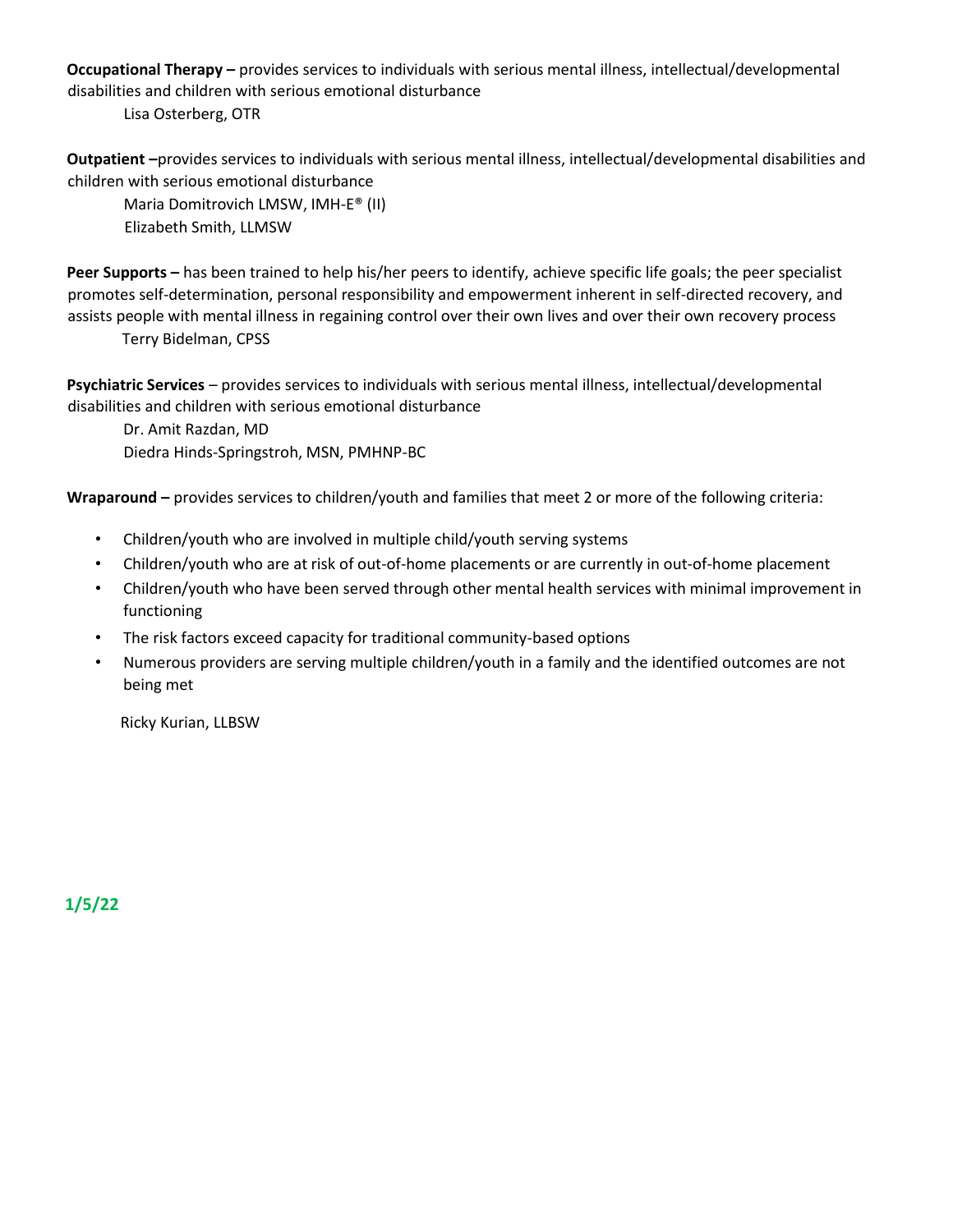**Occupational Therapy –** provides services to individuals with serious mental illness, intellectual/developmental disabilities and children with serious emotional disturbance

Lisa Osterberg, OTR

**Outpatient –**provides services to individuals with serious mental illness, intellectual/developmental disabilities and children with serious emotional disturbance

Maria Domitrovich LMSW, IMH-E® (II)
Elizabeth Smith, LLMSW

**Peer Supports –** has been trained to help his/her peers to identify, achieve specific life goals; the peer specialist promotes self-determination, personal responsibility and empowerment inherent in self-directed recovery, and assists people with mental illness in regaining control over their own lives and over their own recovery process

Terry Bidelman, CPSS

**Psychiatric Services** – provides services to individuals with serious mental illness, intellectual/developmental disabilities and children with serious emotional disturbance

Dr. Amit Razdan, MD
Diedra Hinds-Springstroh, MSN, PMHNP-BC

**Wraparound –** provides services to children/youth and families that meet 2 or more of the following criteria:

- Children/youth who are involved in multiple child/youth serving systems
- Children/youth who are at risk of out-of-home placements or are currently in out-of-home placement
- Children/youth who have been served through other mental health services with minimal improvement in functioning
- The risk factors exceed capacity for traditional community-based options
- Numerous providers are serving multiple children/youth in a family and the identified outcomes are not being met

Ricky Kurian, LLBSW

**1/5/22**